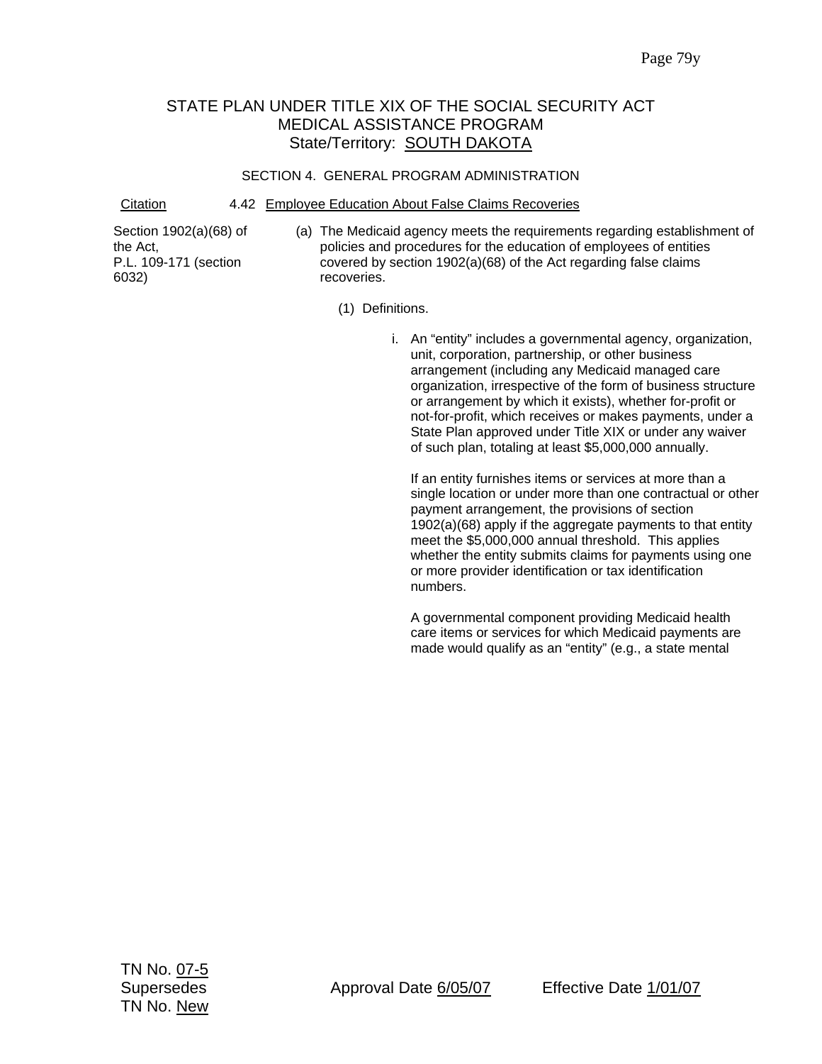STATE PLAN UNDER TITLE XIX OF THE SOCIAL SECURITY ACT
MEDICAL ASSISTANCE PROGRAM
State/Territory: SOUTH DAKOTA

SECTION 4. GENERAL PROGRAM ADMINISTRATION

Citation — 4.42 Employee Education About False Claims Recoveries

Section 1902(a)(68) of the Act, P.L. 109-171 (section 6032)

(a) The Medicaid agency meets the requirements regarding establishment of policies and procedures for the education of employees of entities covered by section 1902(a)(68) of the Act regarding false claims recoveries.

(1) Definitions.

i. An "entity" includes a governmental agency, organization, unit, corporation, partnership, or other business arrangement (including any Medicaid managed care organization, irrespective of the form of business structure or arrangement by which it exists), whether for-profit or not-for-profit, which receives or makes payments, under a State Plan approved under Title XIX or under any waiver of such plan, totaling at least $5,000,000 annually.

If an entity furnishes items or services at more than a single location or under more than one contractual or other payment arrangement, the provisions of section 1902(a)(68) apply if the aggregate payments to that entity meet the $5,000,000 annual threshold. This applies whether the entity submits claims for payments using one or more provider identification or tax identification numbers.

A governmental component providing Medicaid health care items or services for which Medicaid payments are made would qualify as an "entity" (e.g., a state mental

TN No. 07-5
Supersedes
TN No. New

Approval Date 6/05/07

Effective Date 1/01/07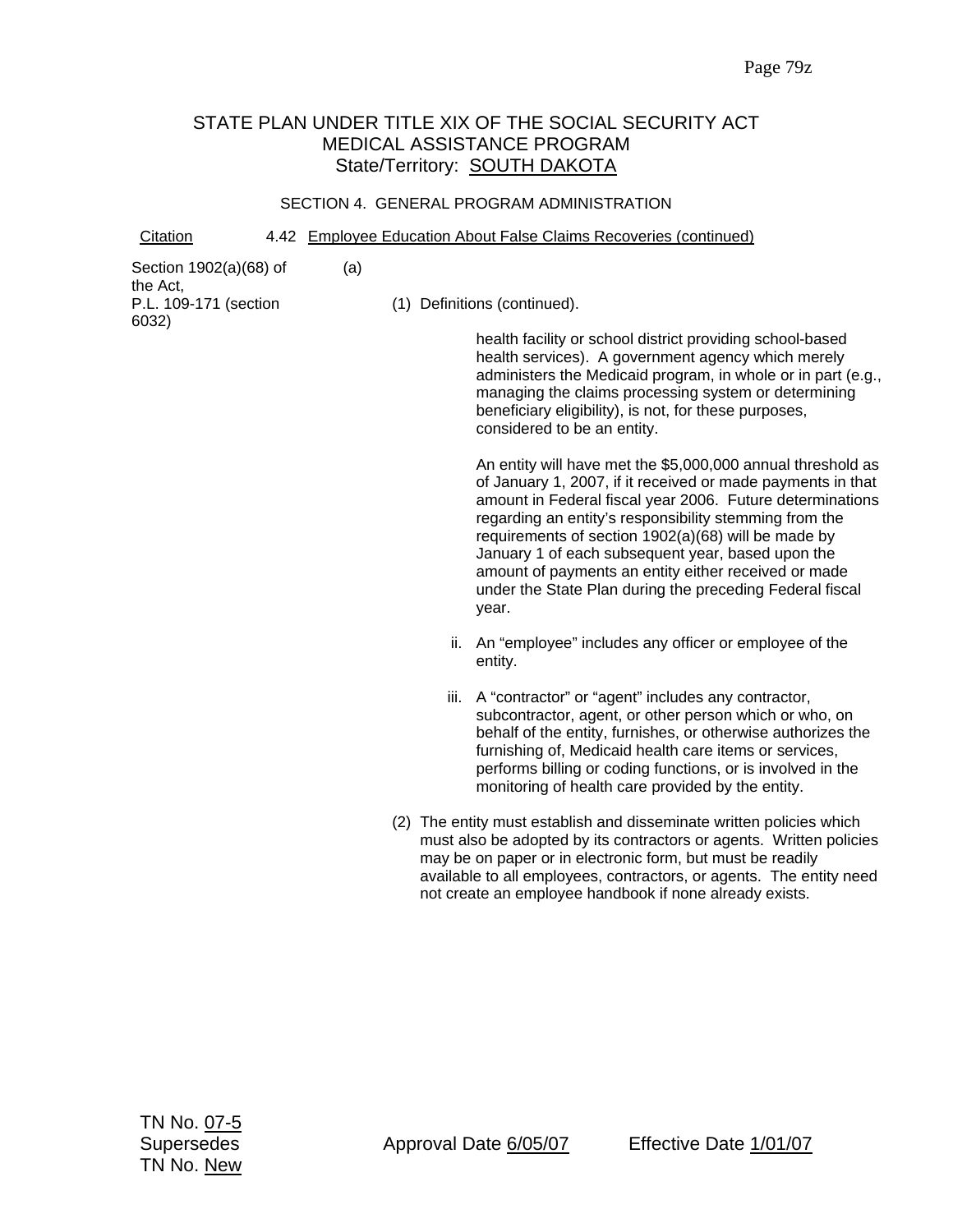# STATE PLAN UNDER TITLE XIX OF THE SOCIAL SECURITY ACT
## MEDICAL ASSISTANCE PROGRAM
### State/Territory: SOUTH DAKOTA

#### SECTION 4. GENERAL PROGRAM ADMINISTRATION

Citation — 4.42 Employee Education About False Claims Recoveries (continued)

Section 1902(a)(68) of the Act, P.L. 109-171 (section 6032)

(a)

(1) Definitions (continued).

health facility or school district providing school-based health services). A government agency which merely administers the Medicaid program, in whole or in part (e.g., managing the claims processing system or determining beneficiary eligibility), is not, for these purposes, considered to be an entity.

An entity will have met the $5,000,000 annual threshold as of January 1, 2007, if it received or made payments in that amount in Federal fiscal year 2006. Future determinations regarding an entity's responsibility stemming from the requirements of section 1902(a)(68) will be made by January 1 of each subsequent year, based upon the amount of payments an entity either received or made under the State Plan during the preceding Federal fiscal year.

ii. An "employee" includes any officer or employee of the entity.

iii. A "contractor" or "agent" includes any contractor, subcontractor, agent, or other person which or who, on behalf of the entity, furnishes, or otherwise authorizes the furnishing of, Medicaid health care items or services, performs billing or coding functions, or is involved in the monitoring of health care provided by the entity.

(2) The entity must establish and disseminate written policies which must also be adopted by its contractors or agents. Written policies may be on paper or in electronic form, but must be readily available to all employees, contractors, or agents. The entity need not create an employee handbook if none already exists.

TN No. 07-5
Supersedes
TN No. New

Approval Date 6/05/07

Effective Date 1/01/07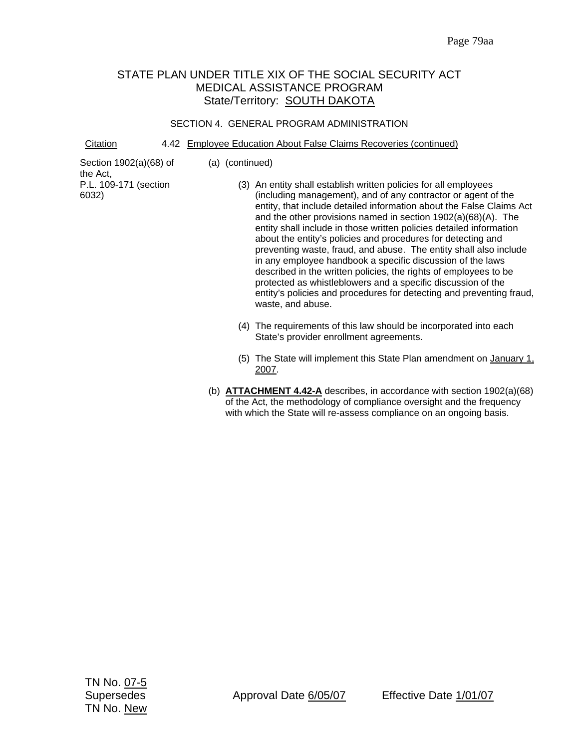STATE PLAN UNDER TITLE XIX OF THE SOCIAL SECURITY ACT
MEDICAL ASSISTANCE PROGRAM
State/Territory: SOUTH DAKOTA

SECTION 4. GENERAL PROGRAM ADMINISTRATION

Citation — 4.42 Employee Education About False Claims Recoveries (continued)

Section 1902(a)(68) of the Act,
P.L. 109-171 (section 6032)

(a) (continued)

(3) An entity shall establish written policies for all employees (including management), and of any contractor or agent of the entity, that include detailed information about the False Claims Act and the other provisions named in section 1902(a)(68)(A). The entity shall include in those written policies detailed information about the entity's policies and procedures for detecting and preventing waste, fraud, and abuse. The entity shall also include in any employee handbook a specific discussion of the laws described in the written policies, the rights of employees to be protected as whistleblowers and a specific discussion of the entity's policies and procedures for detecting and preventing fraud, waste, and abuse.

(4) The requirements of this law should be incorporated into each State's provider enrollment agreements.

(5) The State will implement this State Plan amendment on January 1, 2007.

(b) **ATTACHMENT 4.42-A** describes, in accordance with section 1902(a)(68) of the Act, the methodology of compliance oversight and the frequency with which the State will re-assess compliance on an ongoing basis.

TN No. 07-5
Supersedes
TN No. New

Approval Date 6/05/07

Effective Date 1/01/07